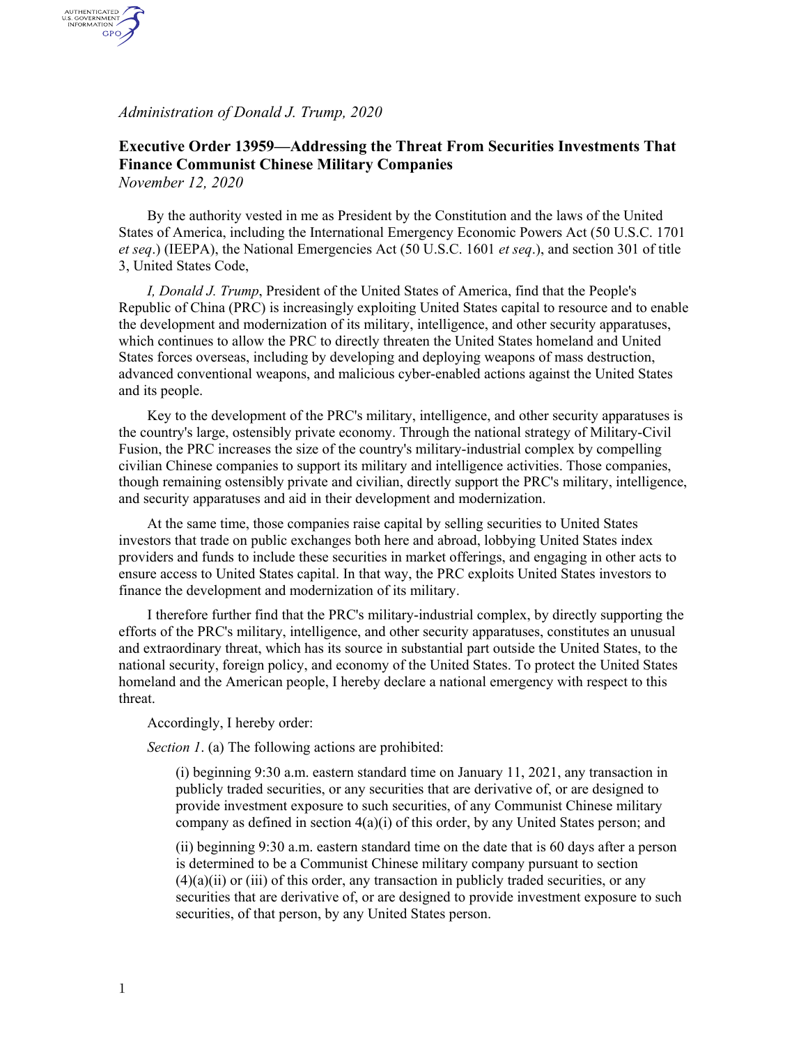*Administration of Donald J. Trump, 2020*

# Executive Order 13959—Addressing the Threat From Securities Investments That Finance Communist Chinese Military Companies

*November 12, 2020*

By the authority vested in me as President by the Constitution and the laws of the United States of America, including the International Emergency Economic Powers Act (50 U.S.C. 1701 *et seq*.) (IEEPA), the National Emergencies Act (50 U.S.C. 1601 *et seq*.), and section 301 of title 3, United States Code,

*I, Donald J. Trump*, President of the United States of America, find that the People's Republic of China (PRC) is increasingly exploiting United States capital to resource and to enable the development and modernization of its military, intelligence, and other security apparatuses, which continues to allow the PRC to directly threaten the United States homeland and United States forces overseas, including by developing and deploying weapons of mass destruction, advanced conventional weapons, and malicious cyber-enabled actions against the United States and its people.

Key to the development of the PRC's military, intelligence, and other security apparatuses is the country's large, ostensibly private economy. Through the national strategy of Military-Civil Fusion, the PRC increases the size of the country's military-industrial complex by compelling civilian Chinese companies to support its military and intelligence activities. Those companies, though remaining ostensibly private and civilian, directly support the PRC's military, intelligence, and security apparatuses and aid in their development and modernization.

At the same time, those companies raise capital by selling securities to United States investors that trade on public exchanges both here and abroad, lobbying United States index providers and funds to include these securities in market offerings, and engaging in other acts to ensure access to United States capital. In that way, the PRC exploits United States investors to finance the development and modernization of its military.

I therefore further find that the PRC's military-industrial complex, by directly supporting the efforts of the PRC's military, intelligence, and other security apparatuses, constitutes an unusual and extraordinary threat, which has its source in substantial part outside the United States, to the national security, foreign policy, and economy of the United States. To protect the United States homeland and the American people, I hereby declare a national emergency with respect to this threat.

Accordingly, I hereby order:

*Section 1*. (a) The following actions are prohibited:

(i) beginning 9:30 a.m. eastern standard time on January 11, 2021, any transaction in publicly traded securities, or any securities that are derivative of, or are designed to provide investment exposure to such securities, of any Communist Chinese military company as defined in section 4(a)(i) of this order, by any United States person; and

(ii) beginning 9:30 a.m. eastern standard time on the date that is 60 days after a person is determined to be a Communist Chinese military company pursuant to section (4)(a)(ii) or (iii) of this order, any transaction in publicly traded securities, or any securities that are derivative of, or are designed to provide investment exposure to such securities, of that person, by any United States person.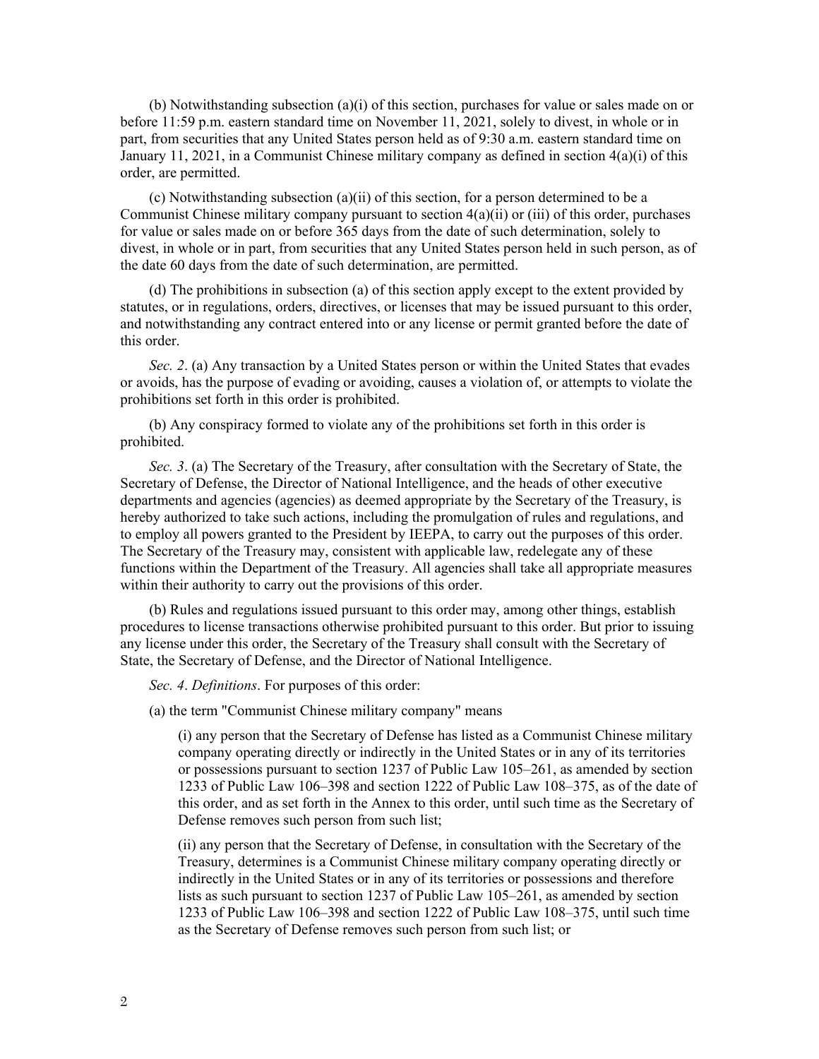(b) Notwithstanding subsection (a)(i) of this section, purchases for value or sales made on or before 11:59 p.m. eastern standard time on November 11, 2021, solely to divest, in whole or in part, from securities that any United States person held as of 9:30 a.m. eastern standard time on January 11, 2021, in a Communist Chinese military company as defined in section 4(a)(i) of this order, are permitted.

(c) Notwithstanding subsection (a)(ii) of this section, for a person determined to be a Communist Chinese military company pursuant to section 4(a)(ii) or (iii) of this order, purchases for value or sales made on or before 365 days from the date of such determination, solely to divest, in whole or in part, from securities that any United States person held in such person, as of the date 60 days from the date of such determination, are permitted.

(d) The prohibitions in subsection (a) of this section apply except to the extent provided by statutes, or in regulations, orders, directives, or licenses that may be issued pursuant to this order, and notwithstanding any contract entered into or any license or permit granted before the date of this order.

*Sec. 2*. (a) Any transaction by a United States person or within the United States that evades or avoids, has the purpose of evading or avoiding, causes a violation of, or attempts to violate the prohibitions set forth in this order is prohibited.

(b) Any conspiracy formed to violate any of the prohibitions set forth in this order is prohibited.

*Sec. 3*. (a) The Secretary of the Treasury, after consultation with the Secretary of State, the Secretary of Defense, the Director of National Intelligence, and the heads of other executive departments and agencies (agencies) as deemed appropriate by the Secretary of the Treasury, is hereby authorized to take such actions, including the promulgation of rules and regulations, and to employ all powers granted to the President by IEEPA, to carry out the purposes of this order. The Secretary of the Treasury may, consistent with applicable law, redelegate any of these functions within the Department of the Treasury. All agencies shall take all appropriate measures within their authority to carry out the provisions of this order.

(b) Rules and regulations issued pursuant to this order may, among other things, establish procedures to license transactions otherwise prohibited pursuant to this order. But prior to issuing any license under this order, the Secretary of the Treasury shall consult with the Secretary of State, the Secretary of Defense, and the Director of National Intelligence.

*Sec. 4*. *Definitions*. For purposes of this order:

(a) the term "Communist Chinese military company" means

(i) any person that the Secretary of Defense has listed as a Communist Chinese military company operating directly or indirectly in the United States or in any of its territories or possessions pursuant to section 1237 of Public Law 105–261, as amended by section 1233 of Public Law 106–398 and section 1222 of Public Law 108–375, as of the date of this order, and as set forth in the Annex to this order, until such time as the Secretary of Defense removes such person from such list;

(ii) any person that the Secretary of Defense, in consultation with the Secretary of the Treasury, determines is a Communist Chinese military company operating directly or indirectly in the United States or in any of its territories or possessions and therefore lists as such pursuant to section 1237 of Public Law 105–261, as amended by section 1233 of Public Law 106–398 and section 1222 of Public Law 108–375, until such time as the Secretary of Defense removes such person from such list; or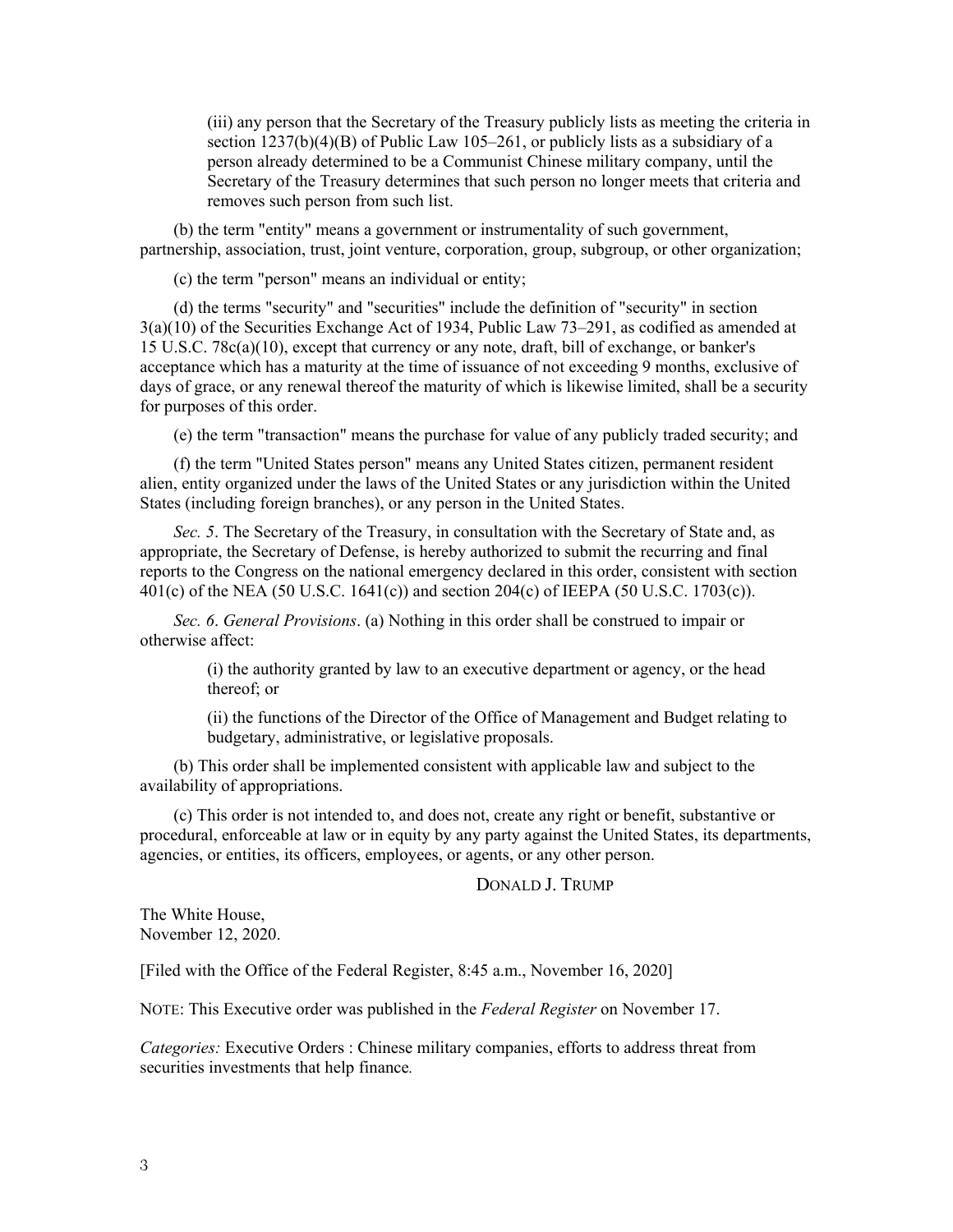(iii) any person that the Secretary of the Treasury publicly lists as meeting the criteria in section 1237(b)(4)(B) of Public Law 105–261, or publicly lists as a subsidiary of a person already determined to be a Communist Chinese military company, until the Secretary of the Treasury determines that such person no longer meets that criteria and removes such person from such list.

(b) the term "entity" means a government or instrumentality of such government, partnership, association, trust, joint venture, corporation, group, subgroup, or other organization;

(c) the term "person" means an individual or entity;

(d) the terms "security" and "securities" include the definition of "security" in section 3(a)(10) of the Securities Exchange Act of 1934, Public Law 73–291, as codified as amended at 15 U.S.C. 78c(a)(10), except that currency or any note, draft, bill of exchange, or banker's acceptance which has a maturity at the time of issuance of not exceeding 9 months, exclusive of days of grace, or any renewal thereof the maturity of which is likewise limited, shall be a security for purposes of this order.

(e) the term "transaction" means the purchase for value of any publicly traded security; and

(f) the term "United States person" means any United States citizen, permanent resident alien, entity organized under the laws of the United States or any jurisdiction within the United States (including foreign branches), or any person in the United States.

*Sec. 5*. The Secretary of the Treasury, in consultation with the Secretary of State and, as appropriate, the Secretary of Defense, is hereby authorized to submit the recurring and final reports to the Congress on the national emergency declared in this order, consistent with section 401(c) of the NEA (50 U.S.C. 1641(c)) and section 204(c) of IEEPA (50 U.S.C. 1703(c)).

*Sec. 6*. *General Provisions*. (a) Nothing in this order shall be construed to impair or otherwise affect:

(i) the authority granted by law to an executive department or agency, or the head thereof; or

(ii) the functions of the Director of the Office of Management and Budget relating to budgetary, administrative, or legislative proposals.

(b) This order shall be implemented consistent with applicable law and subject to the availability of appropriations.

(c) This order is not intended to, and does not, create any right or benefit, substantive or procedural, enforceable at law or in equity by any party against the United States, its departments, agencies, or entities, its officers, employees, or agents, or any other person.

DONALD J. TRUMP

The White House,
November 12, 2020.

[Filed with the Office of the Federal Register, 8:45 a.m., November 16, 2020]

NOTE: This Executive order was published in the *Federal Register* on November 17.

*Categories:* Executive Orders : Chinese military companies, efforts to address threat from securities investments that help finance.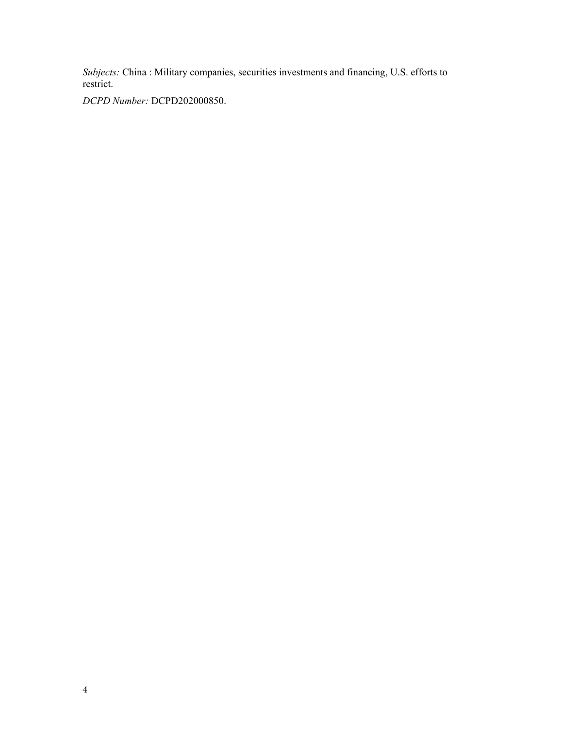*Subjects:* China : Military companies, securities investments and financing, U.S. efforts to restrict.

*DCPD Number:* DCPD202000850.